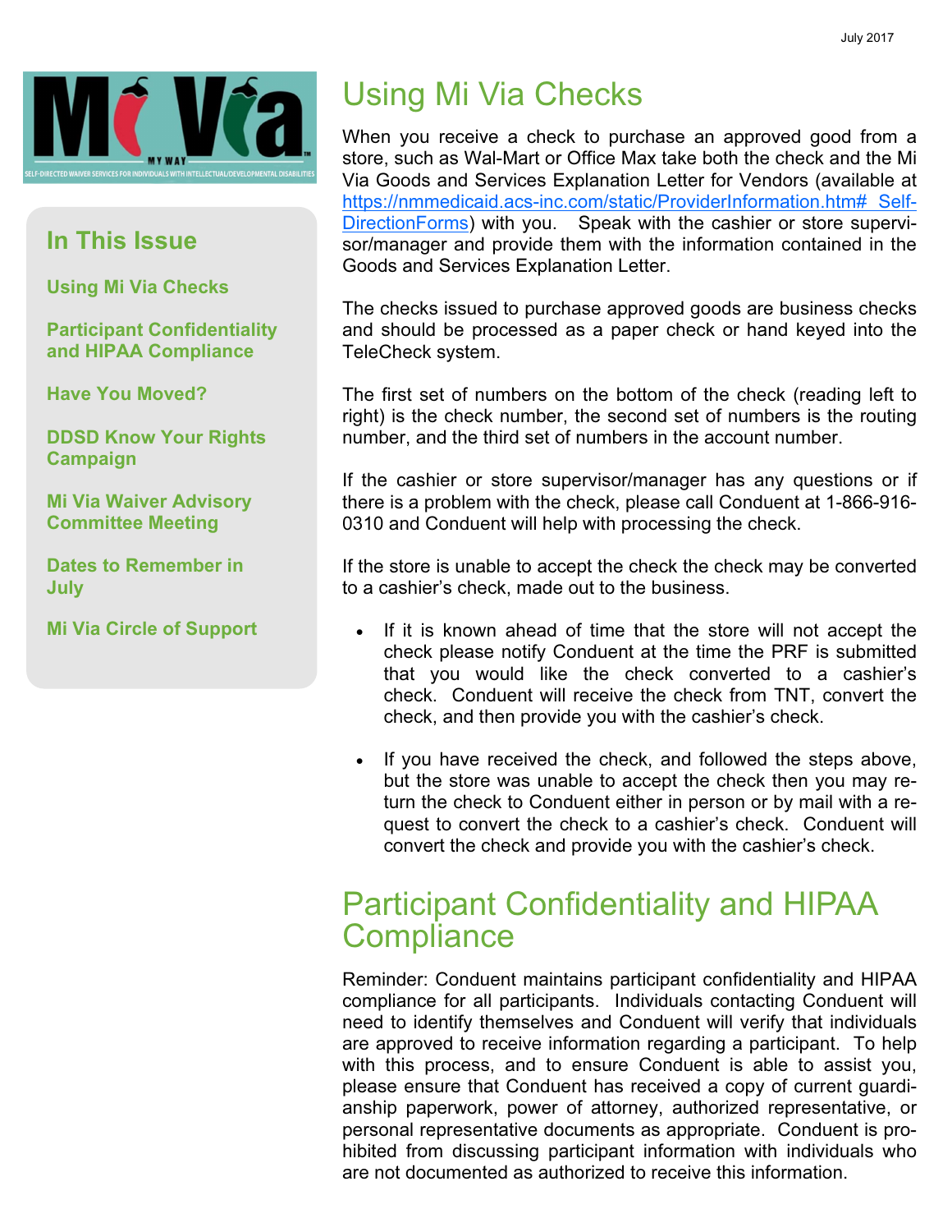July 2017

**In This Issue**

**Using Mi Via Checks**

**Participant Confidentiality and HIPAA Compliance**

**Have You Moved?**

**DDSD Know Your Rights Campaign**

**Mi Via Waiver Advisory Committee Meeting**

**Dates to Remember in July**

**Mi Via Circle of Support**

# Using Mi Via Checks

When you receive a check to purchase an approved good from a store, such as Wal-Mart or Office Max take both the check and the Mi Via Goods and Services Explanation Letter for Vendors (available at https://nmmedicaid.acs-inc.com/static/ProviderInformation.htm# Self-DirectionForms) with you. Speak with the cashier or store supervisor/manager and provide them with the information contained in the Goods and Services Explanation Letter.

The checks issued to purchase approved goods are business checks and should be processed as a paper check or hand keyed into the TeleCheck system.

The first set of numbers on the bottom of the check (reading left to right) is the check number, the second set of numbers is the routing number, and the third set of numbers in the account number.

If the cashier or store supervisor/manager has any questions or if there is a problem with the check, please call Conduent at 1-866-916-0310 and Conduent will help with processing the check.

If the store is unable to accept the check the check may be converted to a cashier's check, made out to the business.

- If it is known ahead of time that the store will not accept the check please notify Conduent at the time the PRF is submitted that you would like the check converted to a cashier's check. Conduent will receive the check from TNT, convert the check, and then provide you with the cashier's check.
- If you have received the check, and followed the steps above, but the store was unable to accept the check then you may return the check to Conduent either in person or by mail with a request to convert the check to a cashier's check. Conduent will convert the check and provide you with the cashier's check.

# Participant Confidentiality and HIPAA Compliance

Reminder: Conduent maintains participant confidentiality and HIPAA compliance for all participants. Individuals contacting Conduent will need to identify themselves and Conduent will verify that individuals are approved to receive information regarding a participant. To help with this process, and to ensure Conduent is able to assist you, please ensure that Conduent has received a copy of current guardianship paperwork, power of attorney, authorized representative, or personal representative documents as appropriate. Conduent is prohibited from discussing participant information with individuals who are not documented as authorized to receive this information.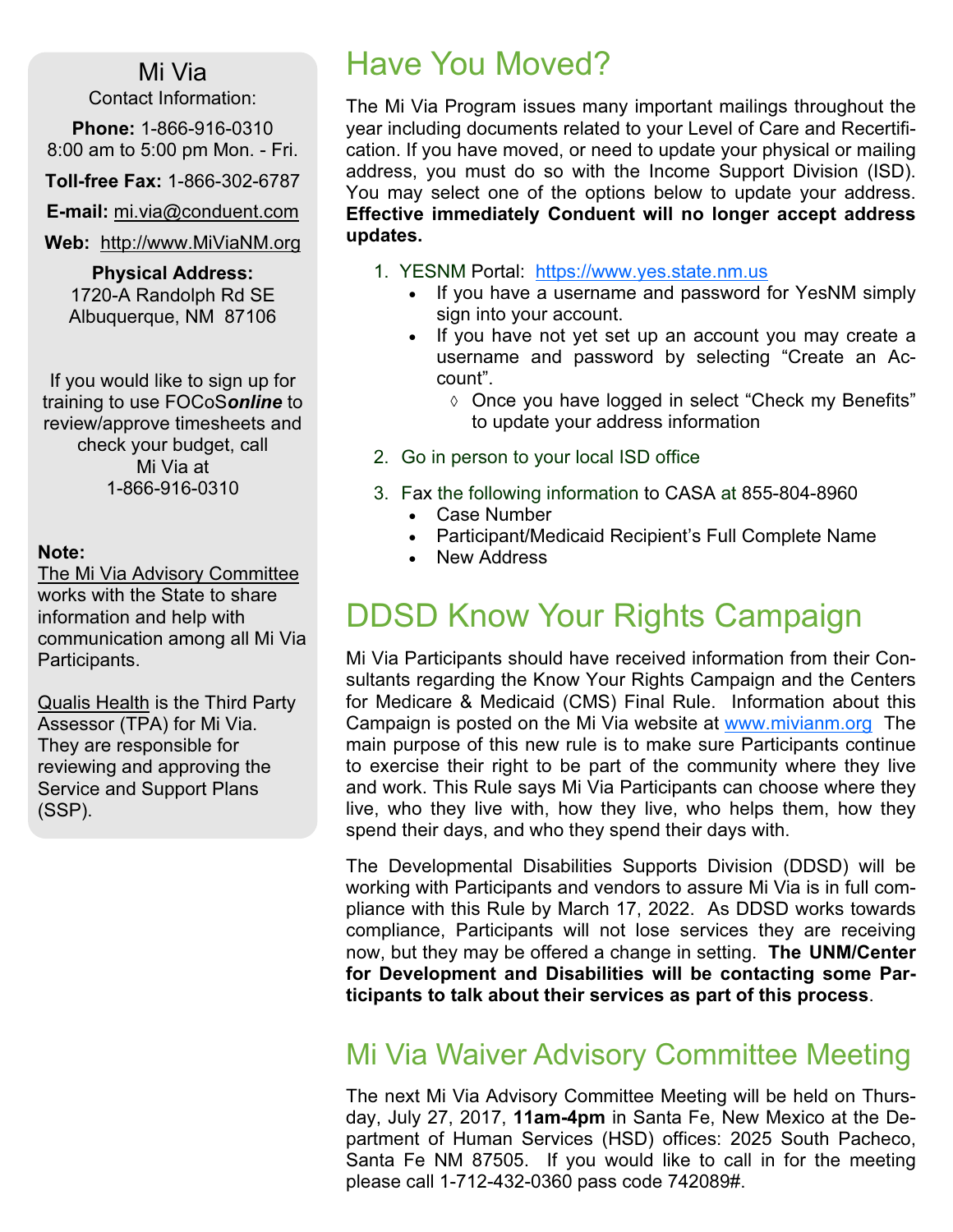Mi Via

Contact Information:

**Phone:** 1-866-916-0310
8:00 am to 5:00 pm Mon. - Fri.

**Toll-free Fax:** 1-866-302-6787

**E-mail:** mi.via@conduent.com

**Web:** http://www.MiViaNM.org

**Physical Address:**
1720-A Randolph Rd SE
Albuquerque, NM 87106

If you would like to sign up for training to use FOCoS***online*** to review/approve timesheets and check your budget, call Mi Via at 1-866-916-0310

**Note:**

The Mi Via Advisory Committee works with the State to share information and help with communication among all Mi Via Participants.

Qualis Health is the Third Party Assessor (TPA) for Mi Via. They are responsible for reviewing and approving the Service and Support Plans (SSP).

# Have You Moved?

The Mi Via Program issues many important mailings throughout the year including documents related to your Level of Care and Recertification. If you have moved, or need to update your physical or mailing address, you must do so with the Income Support Division (ISD). You may select one of the options below to update your address. **Effective immediately Conduent will no longer accept address updates.**

1. YESNM Portal: https://www.yes.state.nm.us
   - If you have a username and password for YesNM simply sign into your account.
   - If you have not yet set up an account you may create a username and password by selecting "Create an Account".
     - Once you have logged in select "Check my Benefits" to update your address information
2. Go in person to your local ISD office
3. Fax the following information to CASA at 855-804-8960
   - Case Number
   - Participant/Medicaid Recipient's Full Complete Name
   - New Address

# DDSD Know Your Rights Campaign

Mi Via Participants should have received information from their Consultants regarding the Know Your Rights Campaign and the Centers for Medicare & Medicaid (CMS) Final Rule. Information about this Campaign is posted on the Mi Via website at www.mivianm.org The main purpose of this new rule is to make sure Participants continue to exercise their right to be part of the community where they live and work. This Rule says Mi Via Participants can choose where they live, who they live with, how they live, who helps them, how they spend their days, and who they spend their days with.

The Developmental Disabilities Supports Division (DDSD) will be working with Participants and vendors to assure Mi Via is in full compliance with this Rule by March 17, 2022. As DDSD works towards compliance, Participants will not lose services they are receiving now, but they may be offered a change in setting. **The UNM/Center for Development and Disabilities will be contacting some Participants to talk about their services as part of this process**.

## Mi Via Waiver Advisory Committee Meeting

The next Mi Via Advisory Committee Meeting will be held on Thursday, July 27, 2017, **11am-4pm** in Santa Fe, New Mexico at the Department of Human Services (HSD) offices: 2025 South Pacheco, Santa Fe NM 87505. If you would like to call in for the meeting please call 1-712-432-0360 pass code 742089#.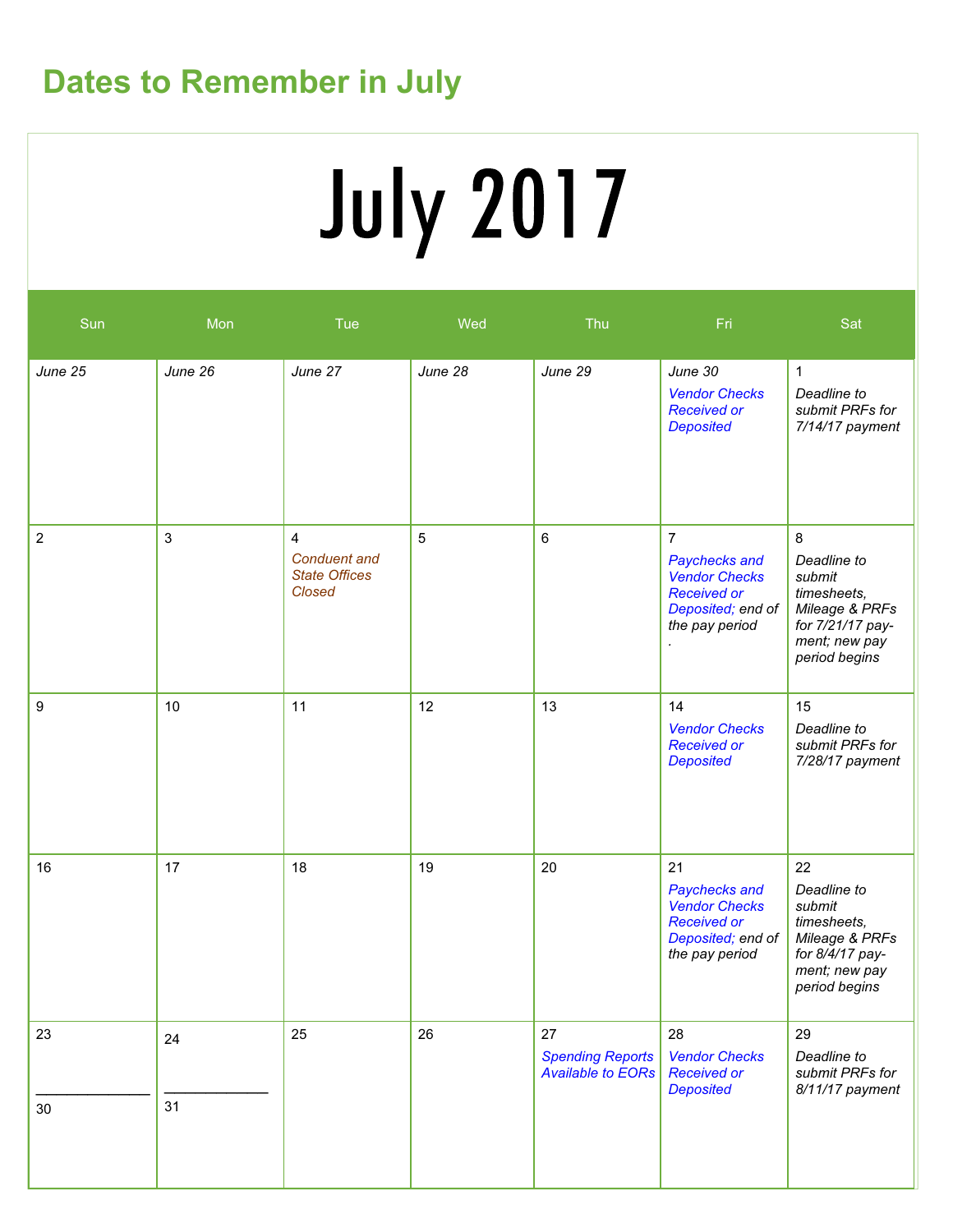# Dates to Remember in July

## July 2017

| Sun | Mon | Tue | Wed | Thu | Fri | Sat |
|---|---|---|---|---|---|---|
| *June 25* | *June 26* | *June 27* | *June 28* | *June 29* | *June 30* *Vendor Checks Received or Deposited* | 1 *Deadline to submit PRFs for 7/14/17 payment* |
| 2 | 3 | 4 *Conduent and State Offices Closed* | 5 | 6 | 7 *Paychecks and Vendor Checks Received or Deposited; end of the pay period* . | 8 *Deadline to submit timesheets, Mileage & PRFs for 7/21/17 payment; new pay period begins* |
| 9 | 10 | 11 | 12 | 13 | 14 *Vendor Checks Received or Deposited* | 15 *Deadline to submit PRFs for 7/28/17 payment* |
| 16 | 17 | 18 | 19 | 20 | 21 *Paychecks and Vendor Checks Received or Deposited; end of the pay period* | 22 *Deadline to submit timesheets, Mileage & PRFs for 8/4/17 payment; new pay period begins* |
| 23 / 30 | 24 / 31 | 25 | 26 | 27 *Spending Reports Available to EORs* | 28 *Vendor Checks Received or Deposited* | 29 *Deadline to submit PRFs for 8/11/17 payment* |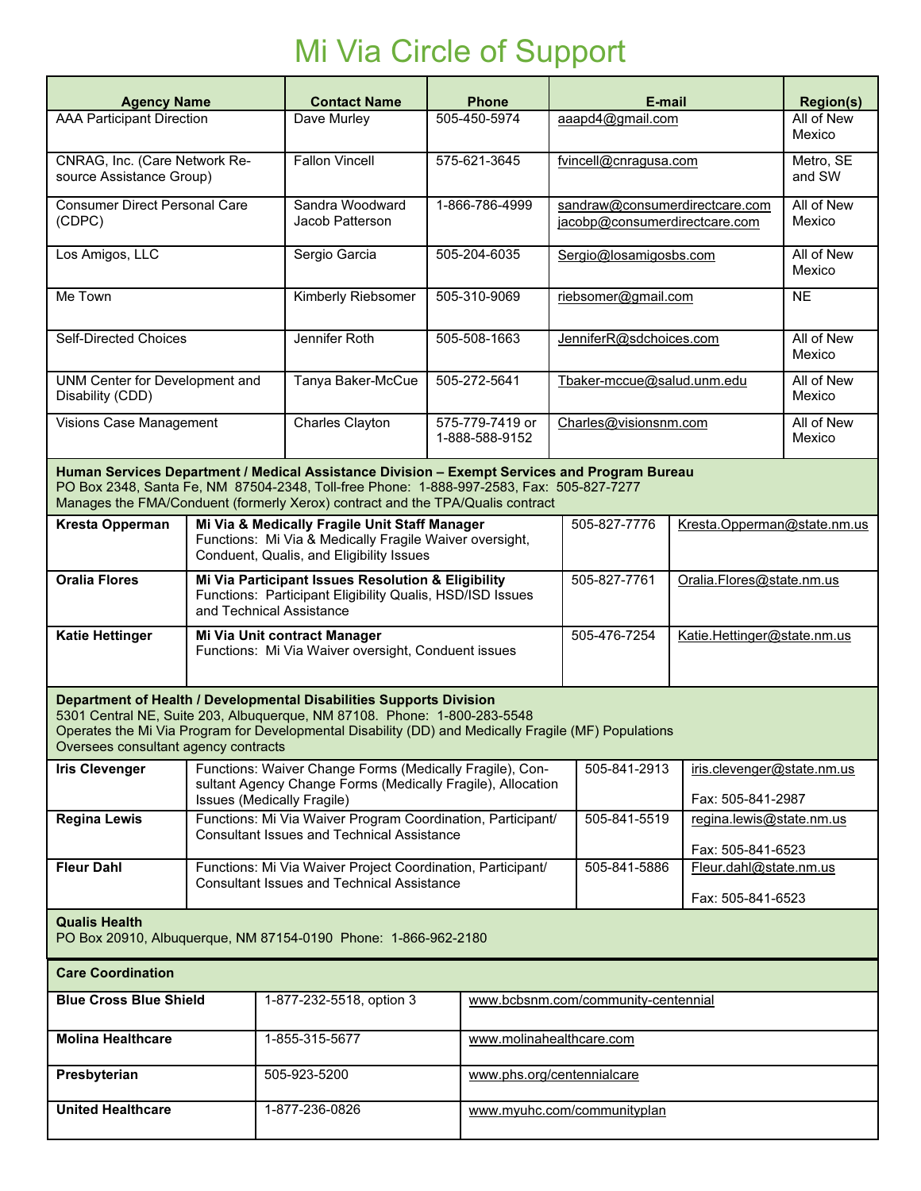# Mi Via Circle of Support

| Agency Name | Contact Name | Phone | E-mail | Region(s) |
|---|---|---|---|---|
| AAA Participant Direction | Dave Murley | 505-450-5974 | aaapd4@gmail.com | All of New Mexico |
| CNRAG, Inc. (Care Network Resource Assistance Group) | Fallon Vincell | 575-621-3645 | fvincell@cnragusa.com | Metro, SE and SW |
| Consumer Direct Personal Care (CDPC) | Sandra Woodward<br>Jacob Patterson | 1-866-786-4999 | sandraw@consumerdirectcare.com<br>jacobp@consumerdirectcare.com | All of New Mexico |
| Los Amigos, LLC | Sergio Garcia | 505-204-6035 | Sergio@losamigosbs.com | All of New Mexico |
| Me Town | Kimberly Riebsomer | 505-310-9069 | riebsomer@gmail.com | NE |
| Self-Directed Choices | Jennifer Roth | 505-508-1663 | JenniferR@sdchoices.com | All of New Mexico |
| UNM Center for Development and Disability (CDD) | Tanya Baker-McCue | 505-272-5641 | Tbaker-mccue@salud.unm.edu | All of New Mexico |
| Visions Case Management | Charles Clayton | 575-779-7419 or 1-888-588-9152 | Charles@visionsnm.com | All of New Mexico |

**Human Services Department / Medical Assistance Division – Exempt Services and Program Bureau**
PO Box 2348, Santa Fe, NM 87504-2348, Toll-free Phone: 1-888-997-2583, Fax: 505-827-7277
Manages the FMA/Conduent (formerly Xerox) contract and the TPA/Qualis contract

| | | | |
|---|---|---|---|
| **Kresta Opperman** | **Mi Via & Medically Fragile Unit Staff Manager**<br>Functions: Mi Via & Medically Fragile Waiver oversight, Conduent, Qualis, and Eligibility Issues | 505-827-7776 | Kresta.Opperman@state.nm.us |
| **Oralia Flores** | **Mi Via Participant Issues Resolution & Eligibility**<br>Functions: Participant Eligibility Qualis, HSD/ISD Issues and Technical Assistance | 505-827-7761 | Oralia.Flores@state.nm.us |
| **Katie Hettinger** | **Mi Via Unit contract Manager**<br>Functions: Mi Via Waiver oversight, Conduent issues | 505-476-7254 | Katie.Hettinger@state.nm.us |

**Department of Health / Developmental Disabilities Supports Division**
5301 Central NE, Suite 203, Albuquerque, NM 87108. Phone: 1-800-283-5548
Operates the Mi Via Program for Developmental Disability (DD) and Medically Fragile (MF) Populations
Oversees consultant agency contracts

| | | | |
|---|---|---|---|
| **Iris Clevenger** | Functions: Waiver Change Forms (Medically Fragile), Consultant Agency Change Forms (Medically Fragile), Allocation Issues (Medically Fragile) | 505-841-2913 | iris.clevenger@state.nm.us<br>Fax: 505-841-2987 |
| **Regina Lewis** | Functions: Mi Via Waiver Program Coordination, Participant/ Consultant Issues and Technical Assistance | 505-841-5519 | regina.lewis@state.nm.us<br>Fax: 505-841-6523 |
| **Fleur Dahl** | Functions: Mi Via Waiver Project Coordination, Participant/ Consultant Issues and Technical Assistance | 505-841-5886 | Fleur.dahl@state.nm.us<br>Fax: 505-841-6523 |

**Qualis Health**
PO Box 20910, Albuquerque, NM 87154-0190 Phone: 1-866-962-2180

**Care Coordination**

| | | |
|---|---|---|
| **Blue Cross Blue Shield** | 1-877-232-5518, option 3 | www.bcbsnm.com/community-centennial |
| **Molina Healthcare** | 1-855-315-5677 | www.molinahealthcare.com |
| **Presbyterian** | 505-923-5200 | www.phs.org/centennialcare |
| **United Healthcare** | 1-877-236-0826 | www.myuhc.com/communityplan |